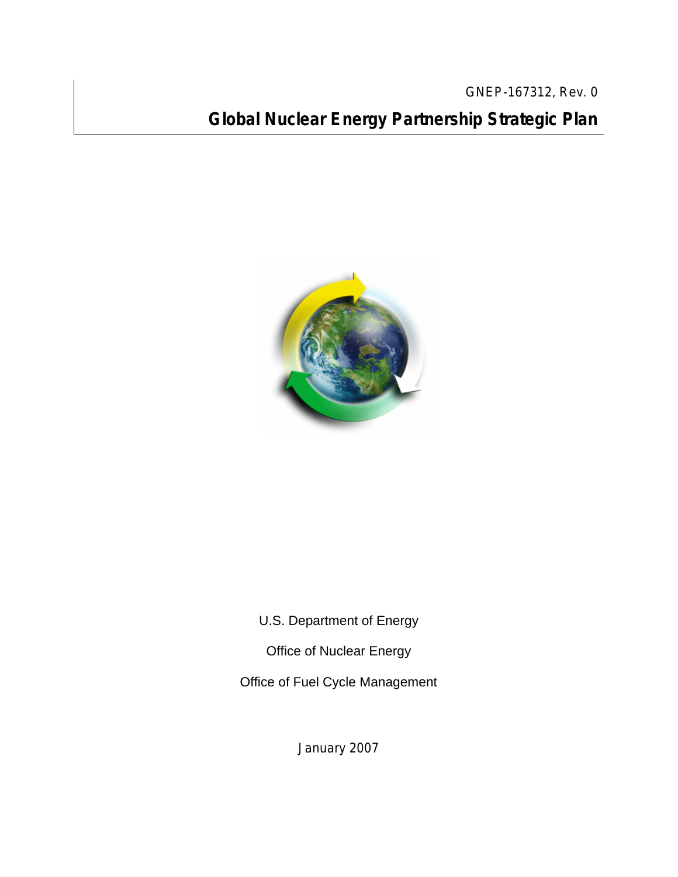GNEP-167312, Rev. 0

# Global Nuclear Energy Partnership Strategic Plan

U.S. Department of Energy

Office of Nuclear Energy

Office of Fuel Cycle Management

January 2007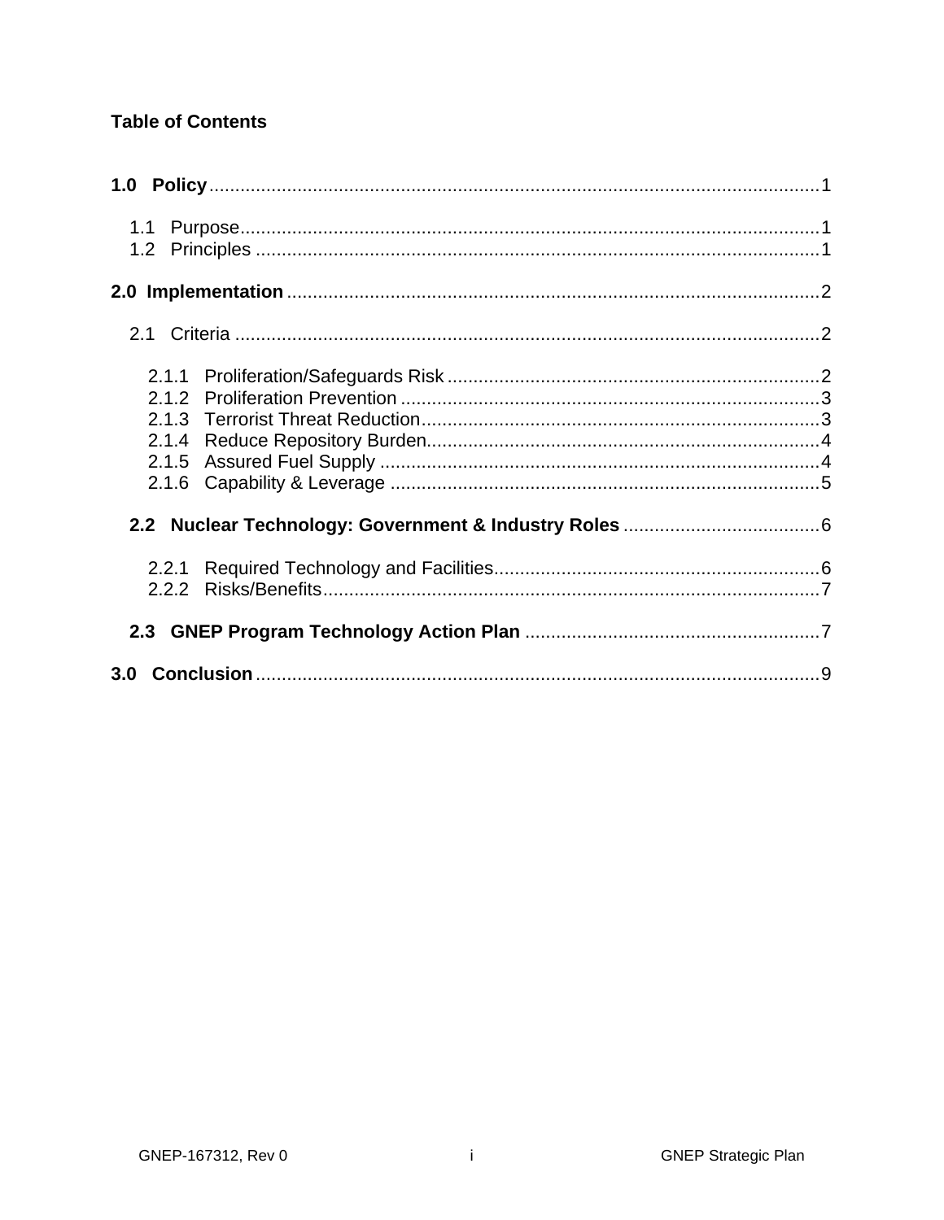**Table of Contents**

**1.0 Policy** ........................................................................ 1

- 1.1 Purpose ........................................................................ 1
- 1.2 Principles ........................................................................ 1

**2.0 Implementation** ........................................................................ 2

- 2.1 Criteria ........................................................................ 2
  - 2.1.1 Proliferation/Safeguards Risk ........................................................................ 2
  - 2.1.2 Proliferation Prevention ........................................................................ 3
  - 2.1.3 Terrorist Threat Reduction ........................................................................ 3
  - 2.1.4 Reduce Repository Burden ........................................................................ 4
  - 2.1.5 Assured Fuel Supply ........................................................................ 4
  - 2.1.6 Capability & Leverage ........................................................................ 5
- **2.2 Nuclear Technology: Government & Industry Roles** ........................................................................ 6
  - 2.2.1 Required Technology and Facilities ........................................................................ 6
  - 2.2.2 Risks/Benefits ........................................................................ 7
- **2.3 GNEP Program Technology Action Plan** ........................................................................ 7

**3.0 Conclusion** ........................................................................ 9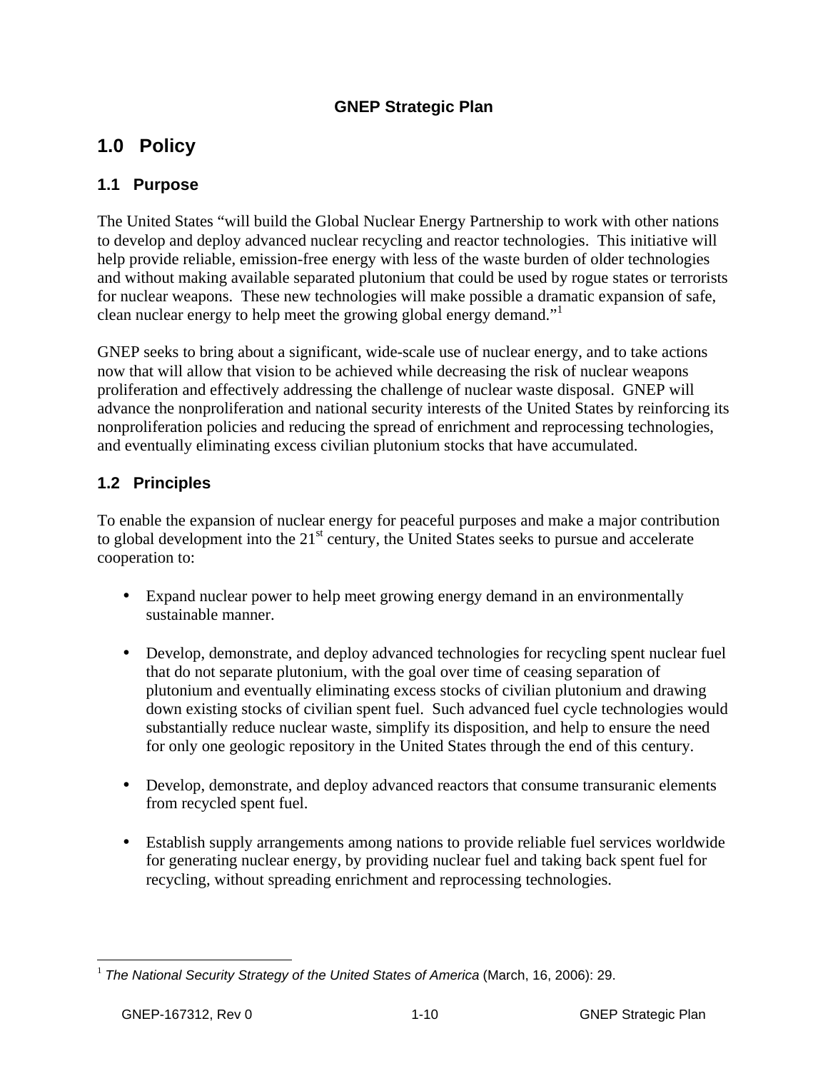GNEP Strategic Plan

# 1.0 Policy

## 1.1 Purpose

The United States "will build the Global Nuclear Energy Partnership to work with other nations to develop and deploy advanced nuclear recycling and reactor technologies. This initiative will help provide reliable, emission-free energy with less of the waste burden of older technologies and without making available separated plutonium that could be used by rogue states or terrorists for nuclear weapons. These new technologies will make possible a dramatic expansion of safe, clean nuclear energy to help meet the growing global energy demand."[1]

GNEP seeks to bring about a significant, wide-scale use of nuclear energy, and to take actions now that will allow that vision to be achieved while decreasing the risk of nuclear weapons proliferation and effectively addressing the challenge of nuclear waste disposal. GNEP will advance the nonproliferation and national security interests of the United States by reinforcing its nonproliferation policies and reducing the spread of enrichment and reprocessing technologies, and eventually eliminating excess civilian plutonium stocks that have accumulated.

## 1.2 Principles

To enable the expansion of nuclear energy for peaceful purposes and make a major contribution to global development into the 21st century, the United States seeks to pursue and accelerate cooperation to:

- Expand nuclear power to help meet growing energy demand in an environmentally sustainable manner.
- Develop, demonstrate, and deploy advanced technologies for recycling spent nuclear fuel that do not separate plutonium, with the goal over time of ceasing separation of plutonium and eventually eliminating excess stocks of civilian plutonium and drawing down existing stocks of civilian spent fuel. Such advanced fuel cycle technologies would substantially reduce nuclear waste, simplify its disposition, and help to ensure the need for only one geologic repository in the United States through the end of this century.
- Develop, demonstrate, and deploy advanced reactors that consume transuranic elements from recycled spent fuel.
- Establish supply arrangements among nations to provide reliable fuel services worldwide for generating nuclear energy, by providing nuclear fuel and taking back spent fuel for recycling, without spreading enrichment and reprocessing technologies.

---

[1] *The National Security Strategy of the United States of America* (March, 16, 2006): 29.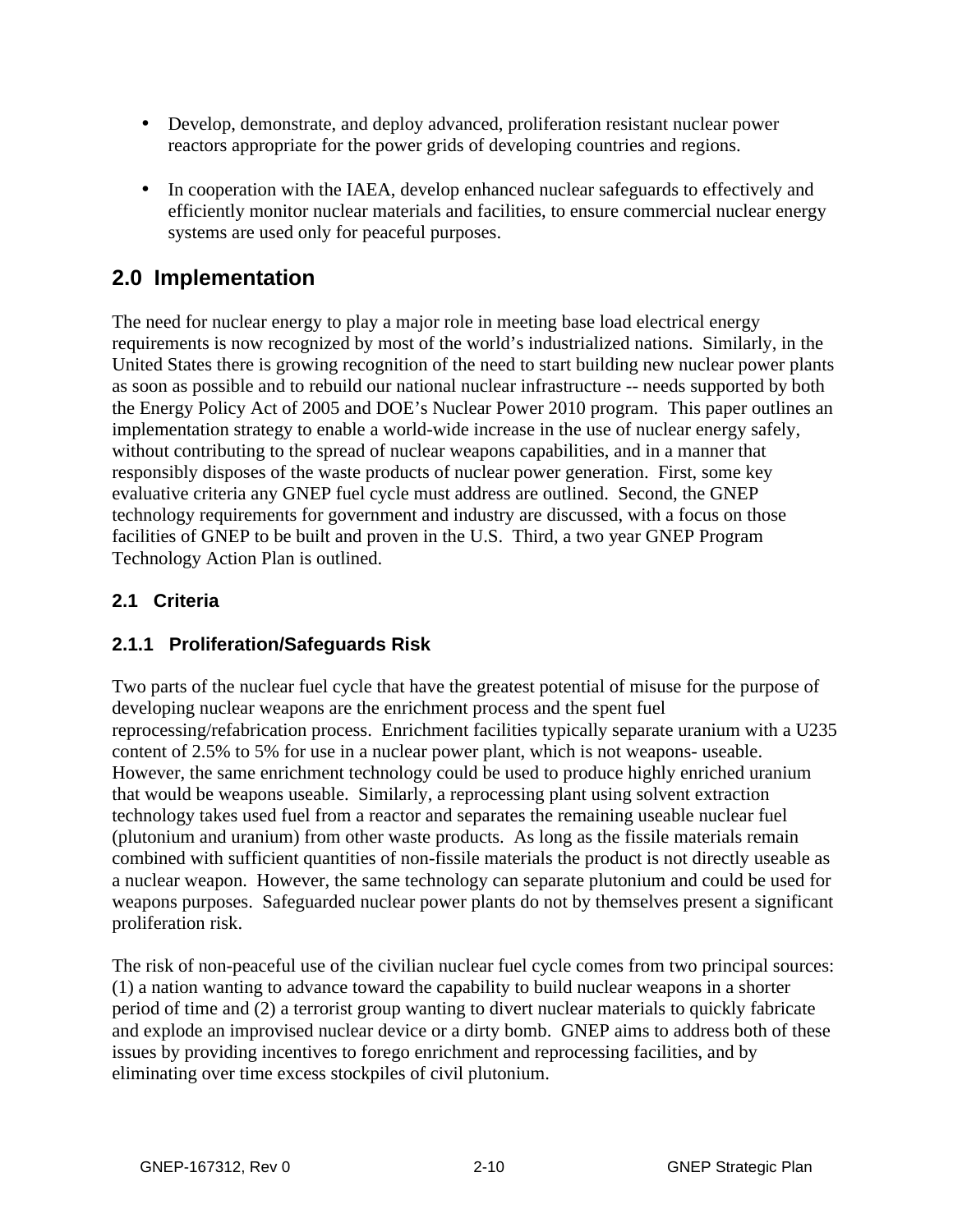- Develop, demonstrate, and deploy advanced, proliferation resistant nuclear power reactors appropriate for the power grids of developing countries and regions.

- In cooperation with the IAEA, develop enhanced nuclear safeguards to effectively and efficiently monitor nuclear materials and facilities, to ensure commercial nuclear energy systems are used only for peaceful purposes.

## 2.0 Implementation

The need for nuclear energy to play a major role in meeting base load electrical energy requirements is now recognized by most of the world's industrialized nations. Similarly, in the United States there is growing recognition of the need to start building new nuclear power plants as soon as possible and to rebuild our national nuclear infrastructure -- needs supported by both the Energy Policy Act of 2005 and DOE's Nuclear Power 2010 program. This paper outlines an implementation strategy to enable a world-wide increase in the use of nuclear energy safely, without contributing to the spread of nuclear weapons capabilities, and in a manner that responsibly disposes of the waste products of nuclear power generation. First, some key evaluative criteria any GNEP fuel cycle must address are outlined. Second, the GNEP technology requirements for government and industry are discussed, with a focus on those facilities of GNEP to be built and proven in the U.S. Third, a two year GNEP Program Technology Action Plan is outlined.

### 2.1 Criteria

#### 2.1.1 Proliferation/Safeguards Risk

Two parts of the nuclear fuel cycle that have the greatest potential of misuse for the purpose of developing nuclear weapons are the enrichment process and the spent fuel reprocessing/refabrication process. Enrichment facilities typically separate uranium with a U235 content of 2.5% to 5% for use in a nuclear power plant, which is not weapons- useable. However, the same enrichment technology could be used to produce highly enriched uranium that would be weapons useable. Similarly, a reprocessing plant using solvent extraction technology takes used fuel from a reactor and separates the remaining useable nuclear fuel (plutonium and uranium) from other waste products. As long as the fissile materials remain combined with sufficient quantities of non-fissile materials the product is not directly useable as a nuclear weapon. However, the same technology can separate plutonium and could be used for weapons purposes. Safeguarded nuclear power plants do not by themselves present a significant proliferation risk.

The risk of non-peaceful use of the civilian nuclear fuel cycle comes from two principal sources: (1) a nation wanting to advance toward the capability to build nuclear weapons in a shorter period of time and (2) a terrorist group wanting to divert nuclear materials to quickly fabricate and explode an improvised nuclear device or a dirty bomb. GNEP aims to address both of these issues by providing incentives to forego enrichment and reprocessing facilities, and by eliminating over time excess stockpiles of civil plutonium.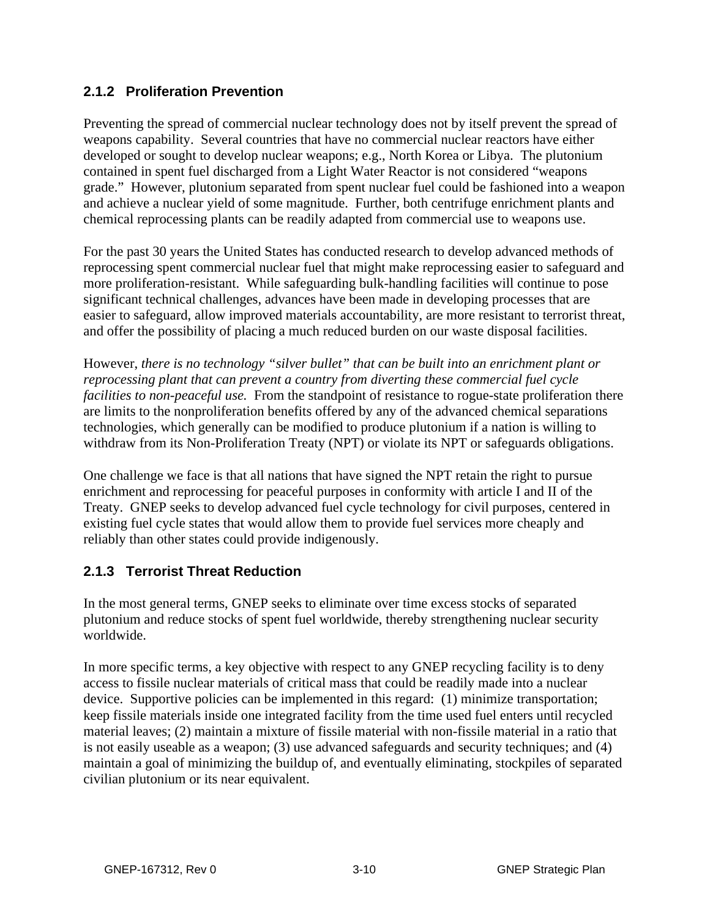### 2.1.2 Proliferation Prevention

Preventing the spread of commercial nuclear technology does not by itself prevent the spread of weapons capability. Several countries that have no commercial nuclear reactors have either developed or sought to develop nuclear weapons; e.g., North Korea or Libya. The plutonium contained in spent fuel discharged from a Light Water Reactor is not considered "weapons grade." However, plutonium separated from spent nuclear fuel could be fashioned into a weapon and achieve a nuclear yield of some magnitude. Further, both centrifuge enrichment plants and chemical reprocessing plants can be readily adapted from commercial use to weapons use.

For the past 30 years the United States has conducted research to develop advanced methods of reprocessing spent commercial nuclear fuel that might make reprocessing easier to safeguard and more proliferation-resistant. While safeguarding bulk-handling facilities will continue to pose significant technical challenges, advances have been made in developing processes that are easier to safeguard, allow improved materials accountability, are more resistant to terrorist threat, and offer the possibility of placing a much reduced burden on our waste disposal facilities.

However, *there is no technology "silver bullet" that can be built into an enrichment plant or reprocessing plant that can prevent a country from diverting these commercial fuel cycle facilities to non-peaceful use.* From the standpoint of resistance to rogue-state proliferation there are limits to the nonproliferation benefits offered by any of the advanced chemical separations technologies, which generally can be modified to produce plutonium if a nation is willing to withdraw from its Non-Proliferation Treaty (NPT) or violate its NPT or safeguards obligations.

One challenge we face is that all nations that have signed the NPT retain the right to pursue enrichment and reprocessing for peaceful purposes in conformity with article I and II of the Treaty. GNEP seeks to develop advanced fuel cycle technology for civil purposes, centered in existing fuel cycle states that would allow them to provide fuel services more cheaply and reliably than other states could provide indigenously.

### 2.1.3 Terrorist Threat Reduction

In the most general terms, GNEP seeks to eliminate over time excess stocks of separated plutonium and reduce stocks of spent fuel worldwide, thereby strengthening nuclear security worldwide.

In more specific terms, a key objective with respect to any GNEP recycling facility is to deny access to fissile nuclear materials of critical mass that could be readily made into a nuclear device. Supportive policies can be implemented in this regard: (1) minimize transportation; keep fissile materials inside one integrated facility from the time used fuel enters until recycled material leaves; (2) maintain a mixture of fissile material with non-fissile material in a ratio that is not easily useable as a weapon; (3) use advanced safeguards and security techniques; and (4) maintain a goal of minimizing the buildup of, and eventually eliminating, stockpiles of separated civilian plutonium or its near equivalent.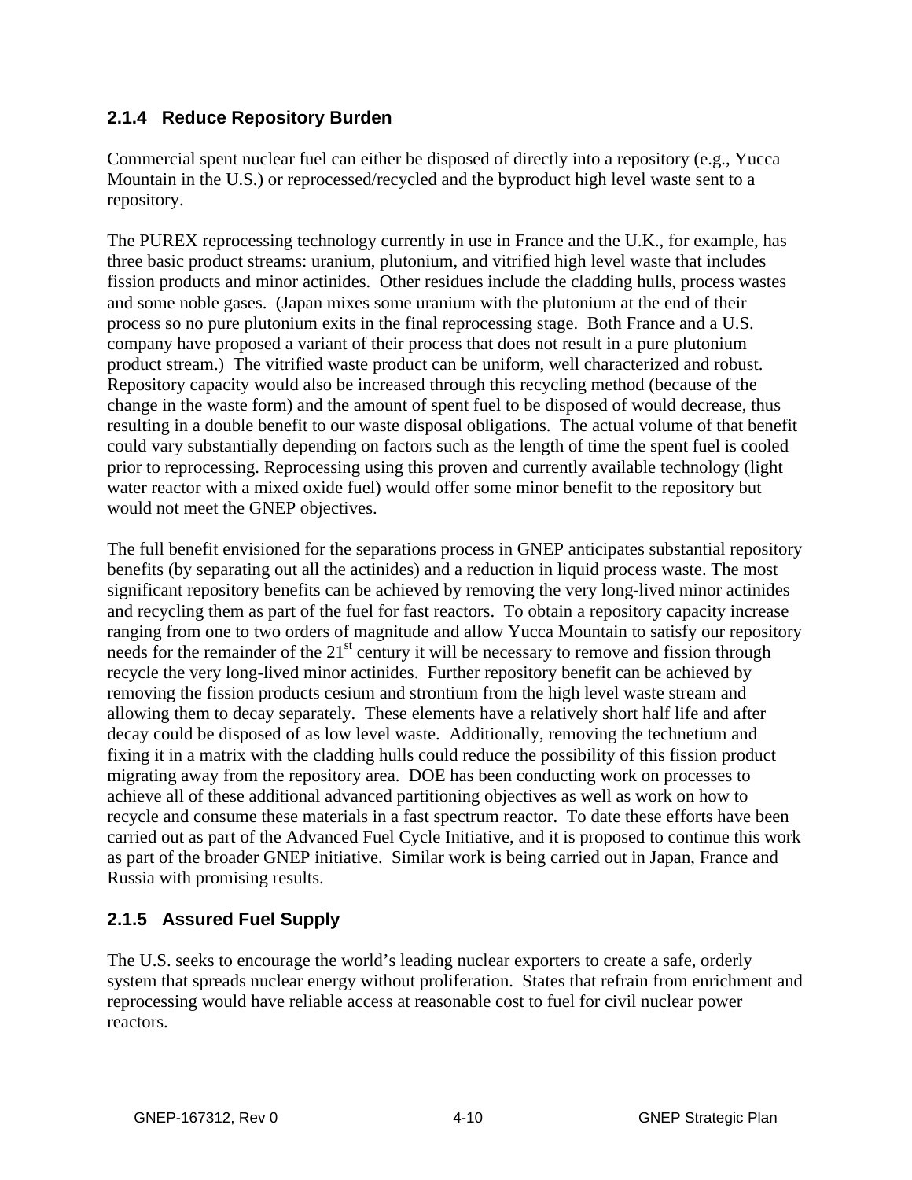### 2.1.4 Reduce Repository Burden

Commercial spent nuclear fuel can either be disposed of directly into a repository (e.g., Yucca Mountain in the U.S.) or reprocessed/recycled and the byproduct high level waste sent to a repository.

The PUREX reprocessing technology currently in use in France and the U.K., for example, has three basic product streams: uranium, plutonium, and vitrified high level waste that includes fission products and minor actinides. Other residues include the cladding hulls, process wastes and some noble gases. (Japan mixes some uranium with the plutonium at the end of their process so no pure plutonium exits in the final reprocessing stage. Both France and a U.S. company have proposed a variant of their process that does not result in a pure plutonium product stream.) The vitrified waste product can be uniform, well characterized and robust. Repository capacity would also be increased through this recycling method (because of the change in the waste form) and the amount of spent fuel to be disposed of would decrease, thus resulting in a double benefit to our waste disposal obligations. The actual volume of that benefit could vary substantially depending on factors such as the length of time the spent fuel is cooled prior to reprocessing. Reprocessing using this proven and currently available technology (light water reactor with a mixed oxide fuel) would offer some minor benefit to the repository but would not meet the GNEP objectives.

The full benefit envisioned for the separations process in GNEP anticipates substantial repository benefits (by separating out all the actinides) and a reduction in liquid process waste. The most significant repository benefits can be achieved by removing the very long-lived minor actinides and recycling them as part of the fuel for fast reactors. To obtain a repository capacity increase ranging from one to two orders of magnitude and allow Yucca Mountain to satisfy our repository needs for the remainder of the 21st century it will be necessary to remove and fission through recycle the very long-lived minor actinides. Further repository benefit can be achieved by removing the fission products cesium and strontium from the high level waste stream and allowing them to decay separately. These elements have a relatively short half life and after decay could be disposed of as low level waste. Additionally, removing the technetium and fixing it in a matrix with the cladding hulls could reduce the possibility of this fission product migrating away from the repository area. DOE has been conducting work on processes to achieve all of these additional advanced partitioning objectives as well as work on how to recycle and consume these materials in a fast spectrum reactor. To date these efforts have been carried out as part of the Advanced Fuel Cycle Initiative, and it is proposed to continue this work as part of the broader GNEP initiative. Similar work is being carried out in Japan, France and Russia with promising results.

### 2.1.5 Assured Fuel Supply

The U.S. seeks to encourage the world's leading nuclear exporters to create a safe, orderly system that spreads nuclear energy without proliferation. States that refrain from enrichment and reprocessing would have reliable access at reasonable cost to fuel for civil nuclear power reactors.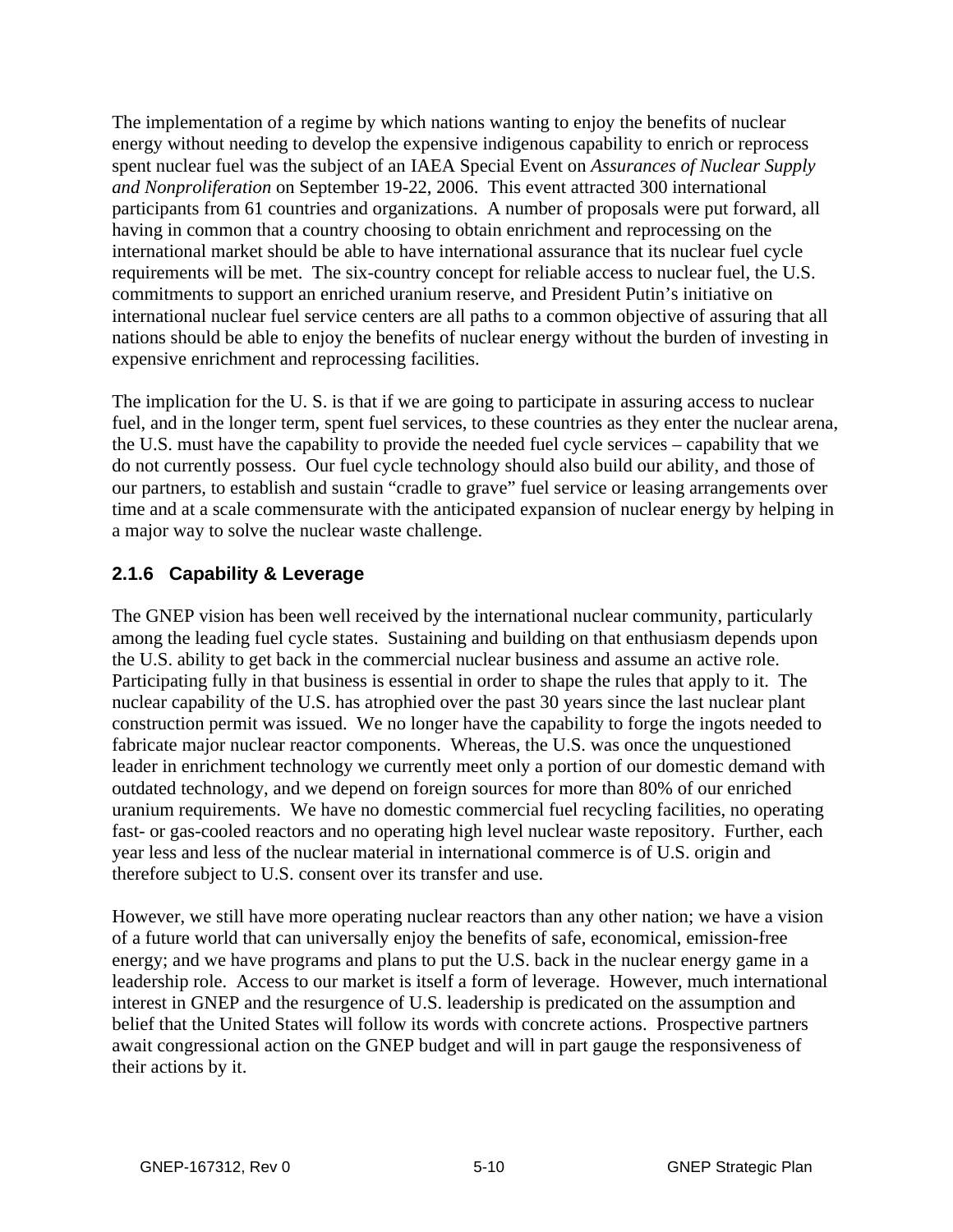The implementation of a regime by which nations wanting to enjoy the benefits of nuclear energy without needing to develop the expensive indigenous capability to enrich or reprocess spent nuclear fuel was the subject of an IAEA Special Event on *Assurances of Nuclear Supply and Nonproliferation* on September 19-22, 2006. This event attracted 300 international participants from 61 countries and organizations. A number of proposals were put forward, all having in common that a country choosing to obtain enrichment and reprocessing on the international market should be able to have international assurance that its nuclear fuel cycle requirements will be met. The six-country concept for reliable access to nuclear fuel, the U.S. commitments to support an enriched uranium reserve, and President Putin's initiative on international nuclear fuel service centers are all paths to a common objective of assuring that all nations should be able to enjoy the benefits of nuclear energy without the burden of investing in expensive enrichment and reprocessing facilities.

The implication for the U. S. is that if we are going to participate in assuring access to nuclear fuel, and in the longer term, spent fuel services, to these countries as they enter the nuclear arena, the U.S. must have the capability to provide the needed fuel cycle services – capability that we do not currently possess. Our fuel cycle technology should also build our ability, and those of our partners, to establish and sustain "cradle to grave" fuel service or leasing arrangements over time and at a scale commensurate with the anticipated expansion of nuclear energy by helping in a major way to solve the nuclear waste challenge.

### 2.1.6 Capability & Leverage

The GNEP vision has been well received by the international nuclear community, particularly among the leading fuel cycle states. Sustaining and building on that enthusiasm depends upon the U.S. ability to get back in the commercial nuclear business and assume an active role. Participating fully in that business is essential in order to shape the rules that apply to it. The nuclear capability of the U.S. has atrophied over the past 30 years since the last nuclear plant construction permit was issued. We no longer have the capability to forge the ingots needed to fabricate major nuclear reactor components. Whereas, the U.S. was once the unquestioned leader in enrichment technology we currently meet only a portion of our domestic demand with outdated technology, and we depend on foreign sources for more than 80% of our enriched uranium requirements. We have no domestic commercial fuel recycling facilities, no operating fast- or gas-cooled reactors and no operating high level nuclear waste repository. Further, each year less and less of the nuclear material in international commerce is of U.S. origin and therefore subject to U.S. consent over its transfer and use.

However, we still have more operating nuclear reactors than any other nation; we have a vision of a future world that can universally enjoy the benefits of safe, economical, emission-free energy; and we have programs and plans to put the U.S. back in the nuclear energy game in a leadership role. Access to our market is itself a form of leverage. However, much international interest in GNEP and the resurgence of U.S. leadership is predicated on the assumption and belief that the United States will follow its words with concrete actions. Prospective partners await congressional action on the GNEP budget and will in part gauge the responsiveness of their actions by it.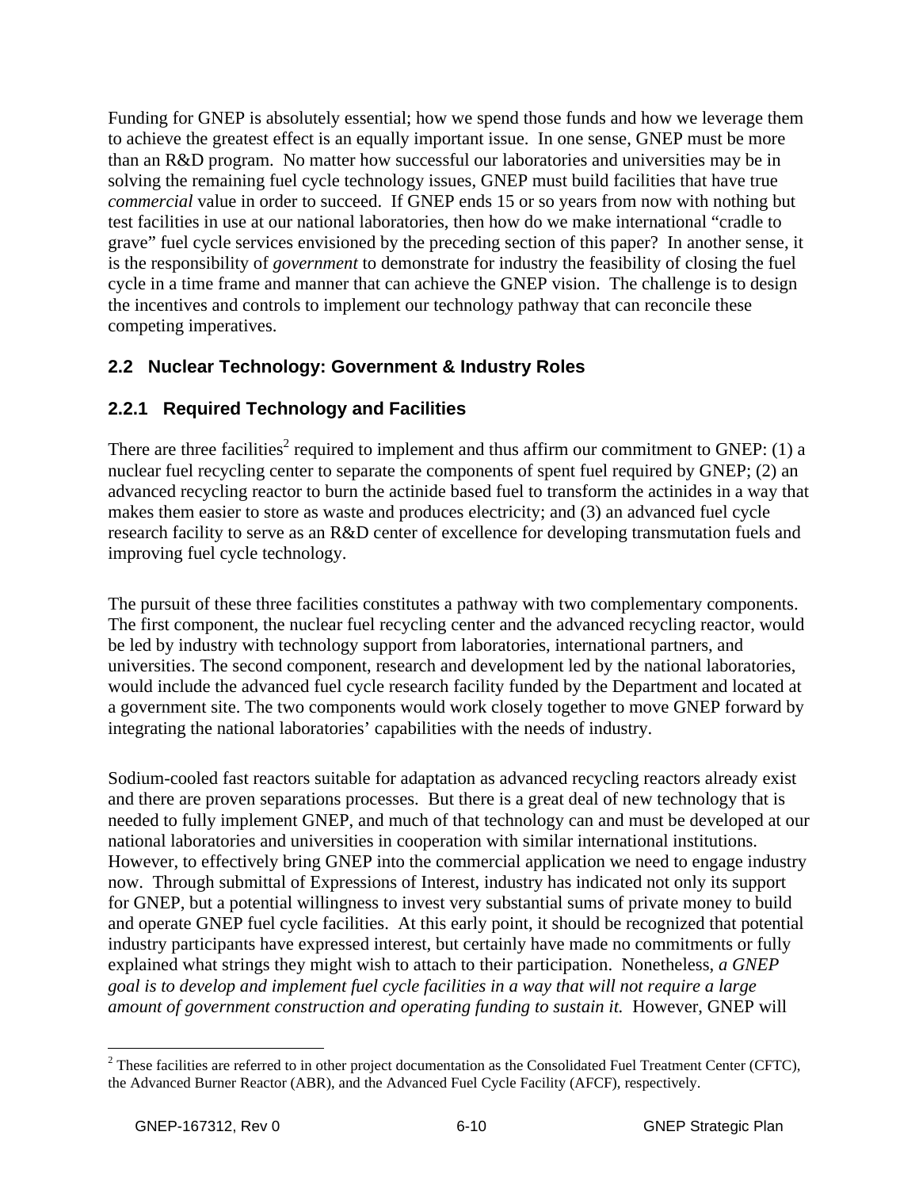Funding for GNEP is absolutely essential; how we spend those funds and how we leverage them to achieve the greatest effect is an equally important issue. In one sense, GNEP must be more than an R&D program. No matter how successful our laboratories and universities may be in solving the remaining fuel cycle technology issues, GNEP must build facilities that have true *commercial* value in order to succeed. If GNEP ends 15 or so years from now with nothing but test facilities in use at our national laboratories, then how do we make international "cradle to grave" fuel cycle services envisioned by the preceding section of this paper? In another sense, it is the responsibility of *government* to demonstrate for industry the feasibility of closing the fuel cycle in a time frame and manner that can achieve the GNEP vision. The challenge is to design the incentives and controls to implement our technology pathway that can reconcile these competing imperatives.

## 2.2 Nuclear Technology: Government & Industry Roles

### 2.2.1 Required Technology and Facilities

There are three facilities[2] required to implement and thus affirm our commitment to GNEP: (1) a nuclear fuel recycling center to separate the components of spent fuel required by GNEP; (2) an advanced recycling reactor to burn the actinide based fuel to transform the actinides in a way that makes them easier to store as waste and produces electricity; and (3) an advanced fuel cycle research facility to serve as an R&D center of excellence for developing transmutation fuels and improving fuel cycle technology.

The pursuit of these three facilities constitutes a pathway with two complementary components. The first component, the nuclear fuel recycling center and the advanced recycling reactor, would be led by industry with technology support from laboratories, international partners, and universities. The second component, research and development led by the national laboratories, would include the advanced fuel cycle research facility funded by the Department and located at a government site. The two components would work closely together to move GNEP forward by integrating the national laboratories' capabilities with the needs of industry.

Sodium-cooled fast reactors suitable for adaptation as advanced recycling reactors already exist and there are proven separations processes. But there is a great deal of new technology that is needed to fully implement GNEP, and much of that technology can and must be developed at our national laboratories and universities in cooperation with similar international institutions. However, to effectively bring GNEP into the commercial application we need to engage industry now. Through submittal of Expressions of Interest, industry has indicated not only its support for GNEP, but a potential willingness to invest very substantial sums of private money to build and operate GNEP fuel cycle facilities. At this early point, it should be recognized that potential industry participants have expressed interest, but certainly have made no commitments or fully explained what strings they might wish to attach to their participation. Nonetheless, *a GNEP goal is to develop and implement fuel cycle facilities in a way that will not require a large amount of government construction and operating funding to sustain it.* However, GNEP will

[2] These facilities are referred to in other project documentation as the Consolidated Fuel Treatment Center (CFTC), the Advanced Burner Reactor (ABR), and the Advanced Fuel Cycle Facility (AFCF), respectively.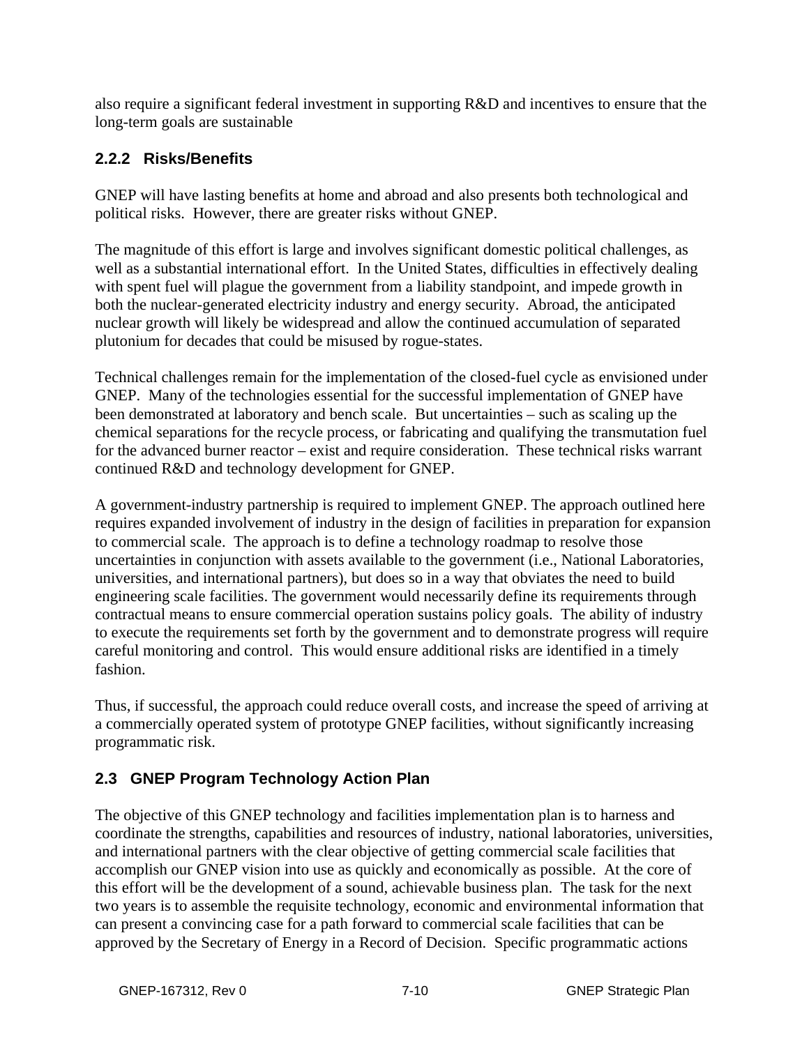also require a significant federal investment in supporting R&D and incentives to ensure that the long-term goals are sustainable

### 2.2.2 Risks/Benefits

GNEP will have lasting benefits at home and abroad and also presents both technological and political risks. However, there are greater risks without GNEP.

The magnitude of this effort is large and involves significant domestic political challenges, as well as a substantial international effort. In the United States, difficulties in effectively dealing with spent fuel will plague the government from a liability standpoint, and impede growth in both the nuclear-generated electricity industry and energy security. Abroad, the anticipated nuclear growth will likely be widespread and allow the continued accumulation of separated plutonium for decades that could be misused by rogue-states.

Technical challenges remain for the implementation of the closed-fuel cycle as envisioned under GNEP. Many of the technologies essential for the successful implementation of GNEP have been demonstrated at laboratory and bench scale. But uncertainties – such as scaling up the chemical separations for the recycle process, or fabricating and qualifying the transmutation fuel for the advanced burner reactor – exist and require consideration. These technical risks warrant continued R&D and technology development for GNEP.

A government-industry partnership is required to implement GNEP. The approach outlined here requires expanded involvement of industry in the design of facilities in preparation for expansion to commercial scale. The approach is to define a technology roadmap to resolve those uncertainties in conjunction with assets available to the government (i.e., National Laboratories, universities, and international partners), but does so in a way that obviates the need to build engineering scale facilities. The government would necessarily define its requirements through contractual means to ensure commercial operation sustains policy goals. The ability of industry to execute the requirements set forth by the government and to demonstrate progress will require careful monitoring and control. This would ensure additional risks are identified in a timely fashion.

Thus, if successful, the approach could reduce overall costs, and increase the speed of arriving at a commercially operated system of prototype GNEP facilities, without significantly increasing programmatic risk.

## 2.3 GNEP Program Technology Action Plan

The objective of this GNEP technology and facilities implementation plan is to harness and coordinate the strengths, capabilities and resources of industry, national laboratories, universities, and international partners with the clear objective of getting commercial scale facilities that accomplish our GNEP vision into use as quickly and economically as possible. At the core of this effort will be the development of a sound, achievable business plan. The task for the next two years is to assemble the requisite technology, economic and environmental information that can present a convincing case for a path forward to commercial scale facilities that can be approved by the Secretary of Energy in a Record of Decision. Specific programmatic actions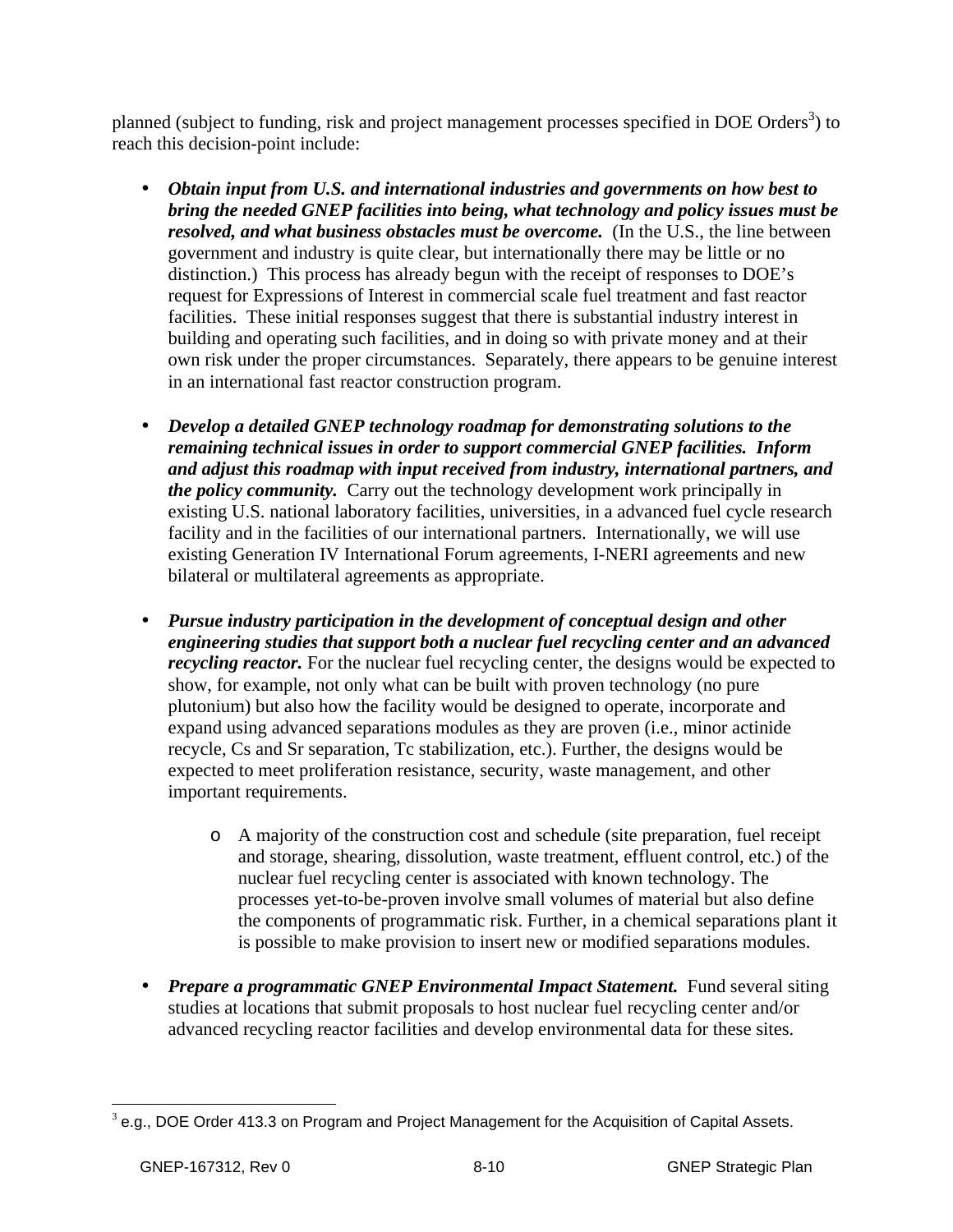planned (subject to funding, risk and project management processes specified in DOE Orders[3]) to reach this decision-point include:

- ***Obtain input from U.S. and international industries and governments on how best to bring the needed GNEP facilities into being, what technology and policy issues must be resolved, and what business obstacles must be overcome.*** (In the U.S., the line between government and industry is quite clear, but internationally there may be little or no distinction.) This process has already begun with the receipt of responses to DOE's request for Expressions of Interest in commercial scale fuel treatment and fast reactor facilities. These initial responses suggest that there is substantial industry interest in building and operating such facilities, and in doing so with private money and at their own risk under the proper circumstances. Separately, there appears to be genuine interest in an international fast reactor construction program.

- ***Develop a detailed GNEP technology roadmap for demonstrating solutions to the remaining technical issues in order to support commercial GNEP facilities. Inform and adjust this roadmap with input received from industry, international partners, and the policy community.*** Carry out the technology development work principally in existing U.S. national laboratory facilities, universities, in a advanced fuel cycle research facility and in the facilities of our international partners. Internationally, we will use existing Generation IV International Forum agreements, I-NERI agreements and new bilateral or multilateral agreements as appropriate.

- ***Pursue industry participation in the development of conceptual design and other engineering studies that support both a nuclear fuel recycling center and an advanced recycling reactor.*** For the nuclear fuel recycling center, the designs would be expected to show, for example, not only what can be built with proven technology (no pure plutonium) but also how the facility would be designed to operate, incorporate and expand using advanced separations modules as they are proven (i.e., minor actinide recycle, Cs and Sr separation, Tc stabilization, etc.). Further, the designs would be expected to meet proliferation resistance, security, waste management, and other important requirements.

  - A majority of the construction cost and schedule (site preparation, fuel receipt and storage, shearing, dissolution, waste treatment, effluent control, etc.) of the nuclear fuel recycling center is associated with known technology. The processes yet-to-be-proven involve small volumes of material but also define the components of programmatic risk. Further, in a chemical separations plant it is possible to make provision to insert new or modified separations modules.

- ***Prepare a programmatic GNEP Environmental Impact Statement.*** Fund several siting studies at locations that submit proposals to host nuclear fuel recycling center and/or advanced recycling reactor facilities and develop environmental data for these sites.

[3] e.g., DOE Order 413.3 on Program and Project Management for the Acquisition of Capital Assets.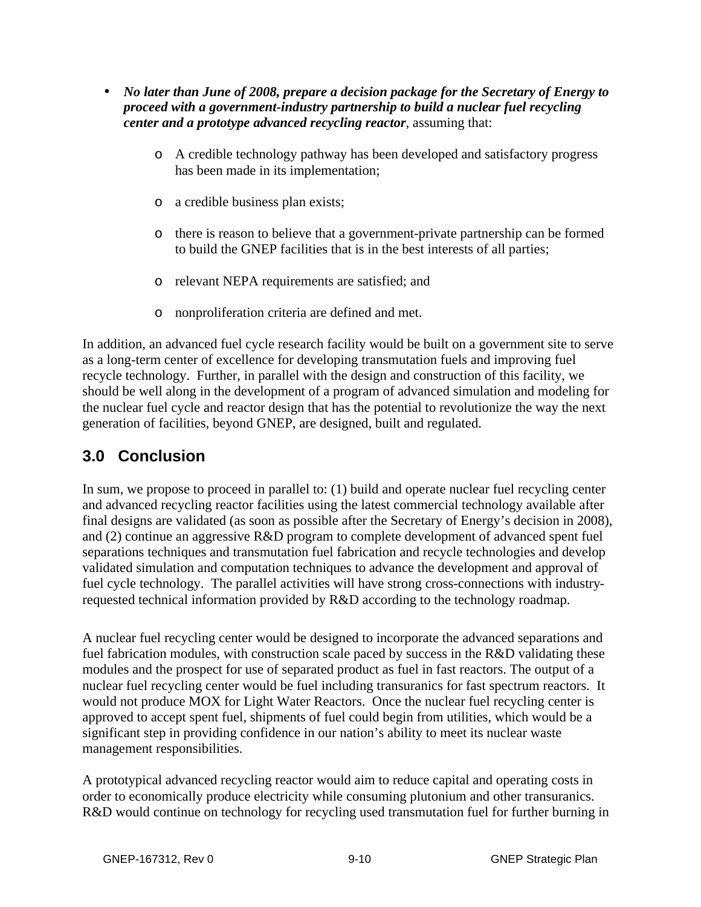- ***No later than June of 2008, prepare a decision package for the Secretary of Energy to proceed with a government-industry partnership to build a nuclear fuel recycling center and a prototype advanced recycling reactor***, assuming that:
  - A credible technology pathway has been developed and satisfactory progress has been made in its implementation;
  - a credible business plan exists;
  - there is reason to believe that a government-private partnership can be formed to build the GNEP facilities that is in the best interests of all parties;
  - relevant NEPA requirements are satisfied; and
  - nonproliferation criteria are defined and met.

In addition, an advanced fuel cycle research facility would be built on a government site to serve as a long-term center of excellence for developing transmutation fuels and improving fuel recycle technology. Further, in parallel with the design and construction of this facility, we should be well along in the development of a program of advanced simulation and modeling for the nuclear fuel cycle and reactor design that has the potential to revolutionize the way the next generation of facilities, beyond GNEP, are designed, built and regulated.

## 3.0 Conclusion

In sum, we propose to proceed in parallel to: (1) build and operate nuclear fuel recycling center and advanced recycling reactor facilities using the latest commercial technology available after final designs are validated (as soon as possible after the Secretary of Energy's decision in 2008), and (2) continue an aggressive R&D program to complete development of advanced spent fuel separations techniques and transmutation fuel fabrication and recycle technologies and develop validated simulation and computation techniques to advance the development and approval of fuel cycle technology. The parallel activities will have strong cross-connections with industry-requested technical information provided by R&D according to the technology roadmap.

A nuclear fuel recycling center would be designed to incorporate the advanced separations and fuel fabrication modules, with construction scale paced by success in the R&D validating these modules and the prospect for use of separated product as fuel in fast reactors. The output of a nuclear fuel recycling center would be fuel including transuranics for fast spectrum reactors. It would not produce MOX for Light Water Reactors. Once the nuclear fuel recycling center is approved to accept spent fuel, shipments of fuel could begin from utilities, which would be a significant step in providing confidence in our nation's ability to meet its nuclear waste management responsibilities.

A prototypical advanced recycling reactor would aim to reduce capital and operating costs in order to economically produce electricity while consuming plutonium and other transuranics. R&D would continue on technology for recycling used transmutation fuel for further burning in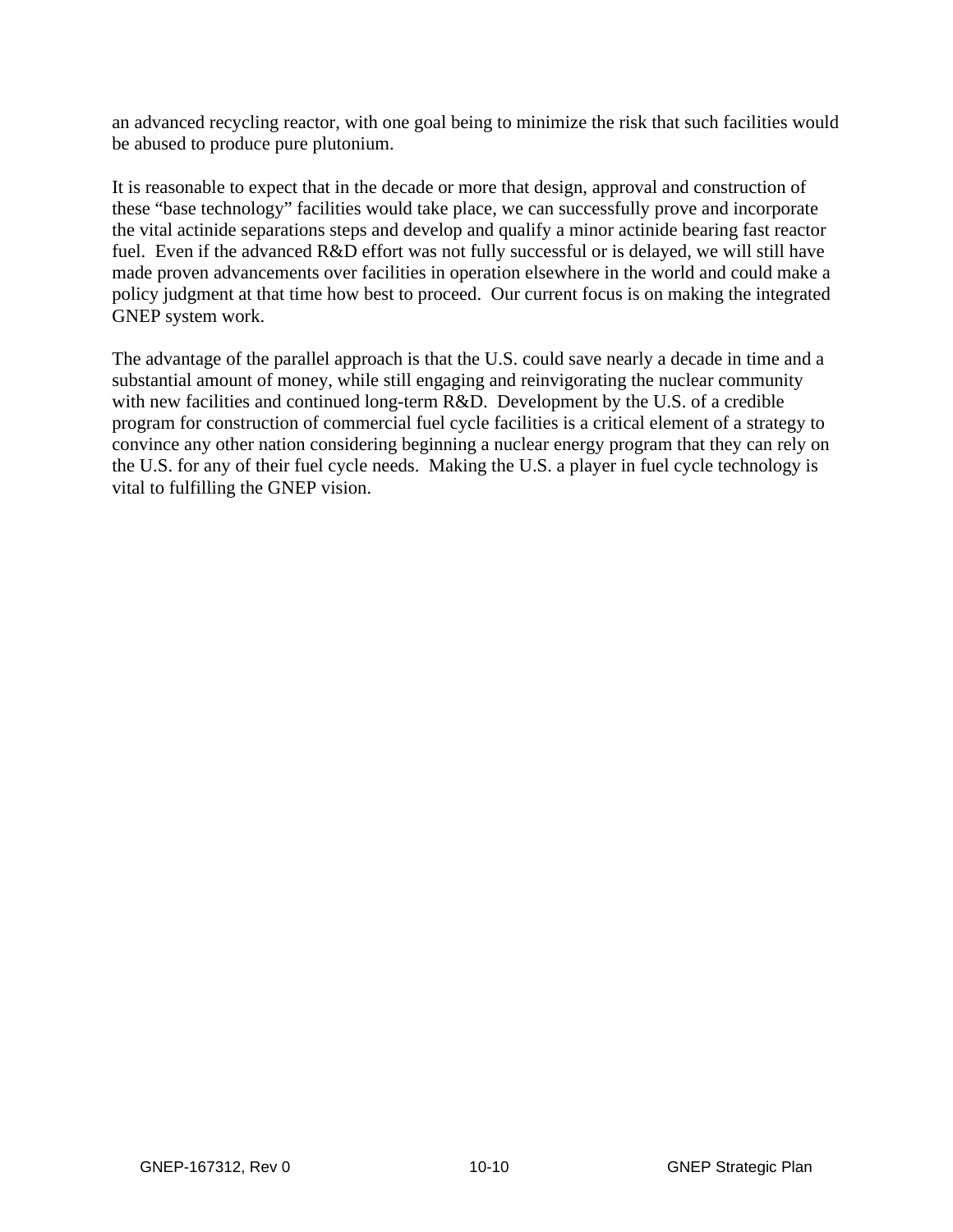an advanced recycling reactor, with one goal being to minimize the risk that such facilities would be abused to produce pure plutonium.

It is reasonable to expect that in the decade or more that design, approval and construction of these "base technology" facilities would take place, we can successfully prove and incorporate the vital actinide separations steps and develop and qualify a minor actinide bearing fast reactor fuel. Even if the advanced R&D effort was not fully successful or is delayed, we will still have made proven advancements over facilities in operation elsewhere in the world and could make a policy judgment at that time how best to proceed. Our current focus is on making the integrated GNEP system work.

The advantage of the parallel approach is that the U.S. could save nearly a decade in time and a substantial amount of money, while still engaging and reinvigorating the nuclear community with new facilities and continued long-term R&D. Development by the U.S. of a credible program for construction of commercial fuel cycle facilities is a critical element of a strategy to convince any other nation considering beginning a nuclear energy program that they can rely on the U.S. for any of their fuel cycle needs. Making the U.S. a player in fuel cycle technology is vital to fulfilling the GNEP vision.